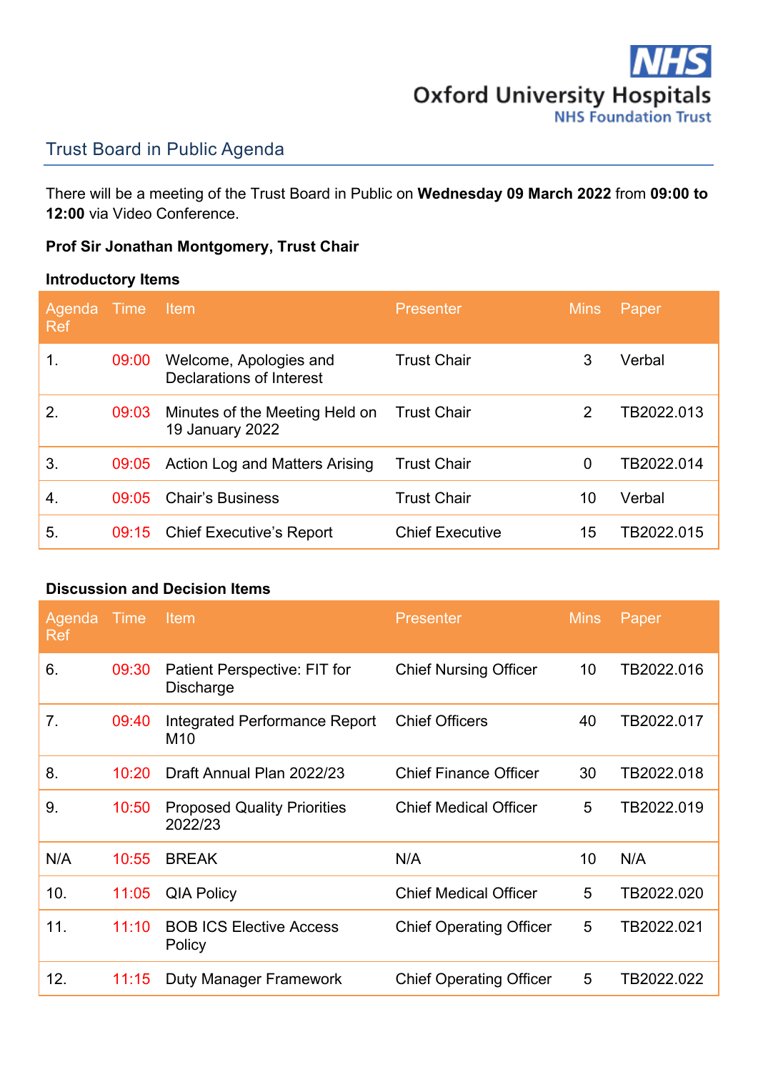NHS
Oxford University Hospitals
NHS Foundation Trust

## Trust Board in Public Agenda

There will be a meeting of the Trust Board in Public on **Wednesday 09 March 2022** from **09:00 to 12:00** via Video Conference.

**Prof Sir Jonathan Montgomery, Trust Chair**

### Introductory Items

| Agenda Ref | Time | Item | Presenter | Mins | Paper |
|---|---|---|---|---|---|
| 1. | 09:00 | Welcome, Apologies and Declarations of Interest | Trust Chair | 3 | Verbal |
| 2. | 09:03 | Minutes of the Meeting Held on 19 January 2022 | Trust Chair | 2 | TB2022.013 |
| 3. | 09:05 | Action Log and Matters Arising | Trust Chair | 0 | TB2022.014 |
| 4. | 09:05 | Chair's Business | Trust Chair | 10 | Verbal |
| 5. | 09:15 | Chief Executive's Report | Chief Executive | 15 | TB2022.015 |

### Discussion and Decision Items

| Agenda Ref | Time | Item | Presenter | Mins | Paper |
|---|---|---|---|---|---|
| 6. | 09:30 | Patient Perspective: FIT for Discharge | Chief Nursing Officer | 10 | TB2022.016 |
| 7. | 09:40 | Integrated Performance Report M10 | Chief Officers | 40 | TB2022.017 |
| 8. | 10:20 | Draft Annual Plan 2022/23 | Chief Finance Officer | 30 | TB2022.018 |
| 9. | 10:50 | Proposed Quality Priorities 2022/23 | Chief Medical Officer | 5 | TB2022.019 |
| N/A | 10:55 | BREAK | N/A | 10 | N/A |
| 10. | 11:05 | QIA Policy | Chief Medical Officer | 5 | TB2022.020 |
| 11. | 11:10 | BOB ICS Elective Access Policy | Chief Operating Officer | 5 | TB2022.021 |
| 12. | 11:15 | Duty Manager Framework | Chief Operating Officer | 5 | TB2022.022 |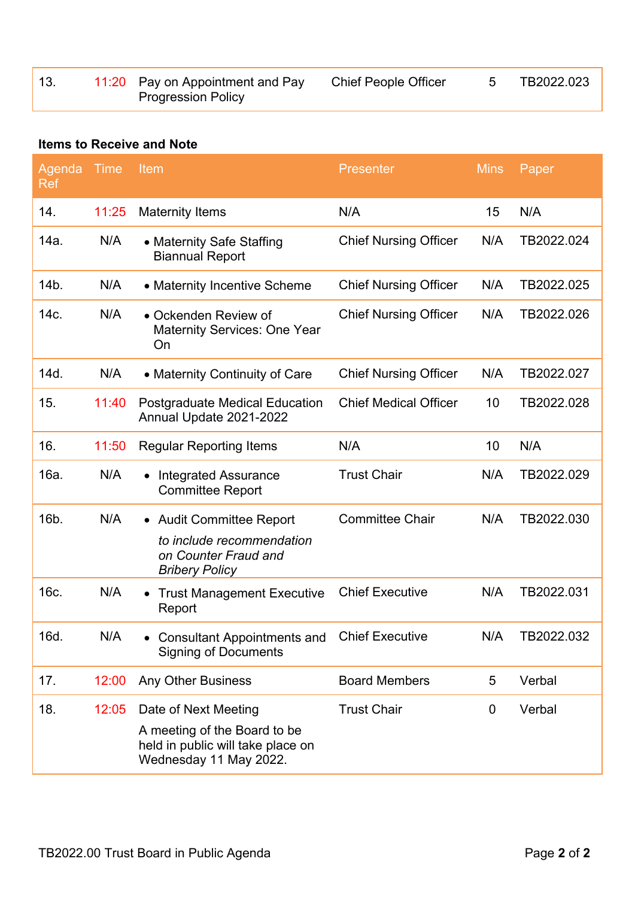| | | | | | |
|---|---|---|---|---|---|
| 13. | 11:20 | Pay on Appointment and Pay Progression Policy | Chief People Officer | 5 | TB2022.023 |

**Items to Receive and Note**

| Agenda Ref | Time | Item | Presenter | Mins | Paper |
|---|---|---|---|---|---|
| 14. | 11:25 | Maternity Items | N/A | 15 | N/A |
| 14a. | N/A | • Maternity Safe Staffing Biannual Report | Chief Nursing Officer | N/A | TB2022.024 |
| 14b. | N/A | • Maternity Incentive Scheme | Chief Nursing Officer | N/A | TB2022.025 |
| 14c. | N/A | • Ockenden Review of Maternity Services: One Year On | Chief Nursing Officer | N/A | TB2022.026 |
| 14d. | N/A | • Maternity Continuity of Care | Chief Nursing Officer | N/A | TB2022.027 |
| 15. | 11:40 | Postgraduate Medical Education Annual Update 2021-2022 | Chief Medical Officer | 10 | TB2022.028 |
| 16. | 11:50 | Regular Reporting Items | N/A | 10 | N/A |
| 16a. | N/A | • Integrated Assurance Committee Report | Trust Chair | N/A | TB2022.029 |
| 16b. | N/A | • Audit Committee Report *to include recommendation on Counter Fraud and Bribery Policy* | Committee Chair | N/A | TB2022.030 |
| 16c. | N/A | • Trust Management Executive Report | Chief Executive | N/A | TB2022.031 |
| 16d. | N/A | • Consultant Appointments and Signing of Documents | Chief Executive | N/A | TB2022.032 |
| 17. | 12:00 | Any Other Business | Board Members | 5 | Verbal |
| 18. | 12:05 | Date of Next Meeting<br>A meeting of the Board to be held in public will take place on Wednesday 11 May 2022. | Trust Chair | 0 | Verbal |

TB2022.00 Trust Board in Public Agenda